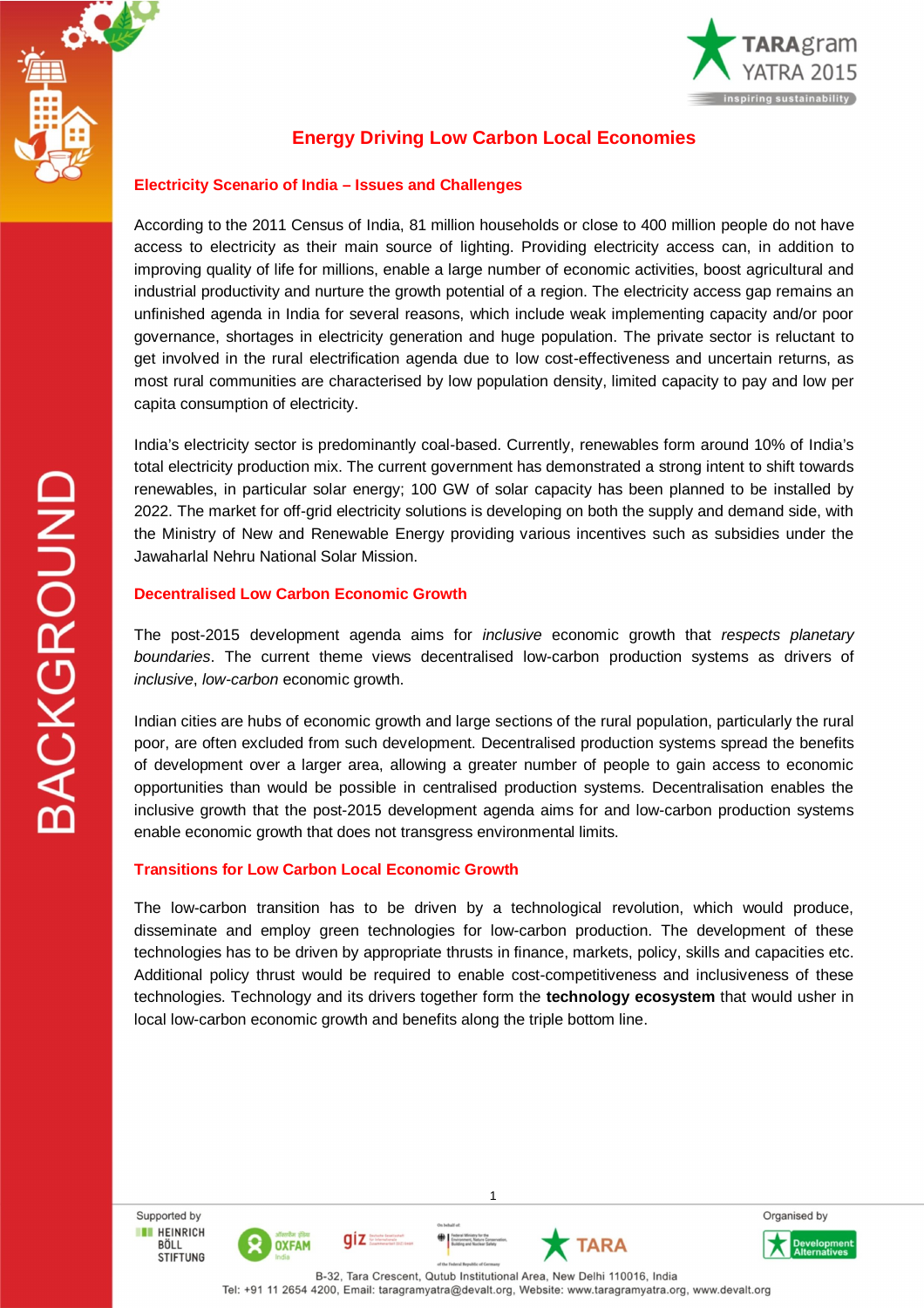# Energy Driving Low Carbon Local Economies

## Electricity Scenario of India – Issues and Challenges

According to the 2011 Census of India, 81 million households or close to 400 million people do not have access to electricity as their main source of lighting. Providing electricity access can, in addition to improving quality of life for millions, enable a large number of economic activities, boost agricultural and industrial productivity and nurture the growth potential of a region. The electricity access gap remains an unfinished agenda in India for several reasons, which include weak implementing capacity and/or poor governance, shortages in electricity generation and huge population. The private sector is reluctant to get involved in the rural electrification agenda due to low cost-effectiveness and uncertain returns, as most rural communities are characterised by low population density, limited capacity to pay and low per capita consumption of electricity.

India's electricity sector is predominantly coal-based. Currently, renewables form around 10% of India's total electricity production mix. The current government has demonstrated a strong intent to shift towards renewables, in particular solar energy; 100 GW of solar capacity has been planned to be installed by 2022. The market for off-grid electricity solutions is developing on both the supply and demand side, with the Ministry of New and Renewable Energy providing various incentives such as subsidies under the Jawaharlal Nehru National Solar Mission.

## Decentralised Low Carbon Economic Growth

The post-2015 development agenda aims for *inclusive* economic growth that *respects planetary boundaries*. The current theme views decentralised low-carbon production systems as drivers of *inclusive*, *low-carbon* economic growth.

Indian cities are hubs of economic growth and large sections of the rural population, particularly the rural poor, are often excluded from such development. Decentralised production systems spread the benefits of development over a larger area, allowing a greater number of people to gain access to economic opportunities than would be possible in centralised production systems. Decentralisation enables the inclusive growth that the post-2015 development agenda aims for and low-carbon production systems enable economic growth that does not transgress environmental limits.

## Transitions for Low Carbon Local Economic Growth

The low-carbon transition has to be driven by a technological revolution, which would produce, disseminate and employ green technologies for low-carbon production. The development of these technologies has to be driven by appropriate thrusts in finance, markets, policy, skills and capacities etc. Additional policy thrust would be required to enable cost-competitiveness and inclusiveness of these technologies. Technology and its drivers together form the **technology ecosystem** that would usher in local low-carbon economic growth and benefits along the triple bottom line.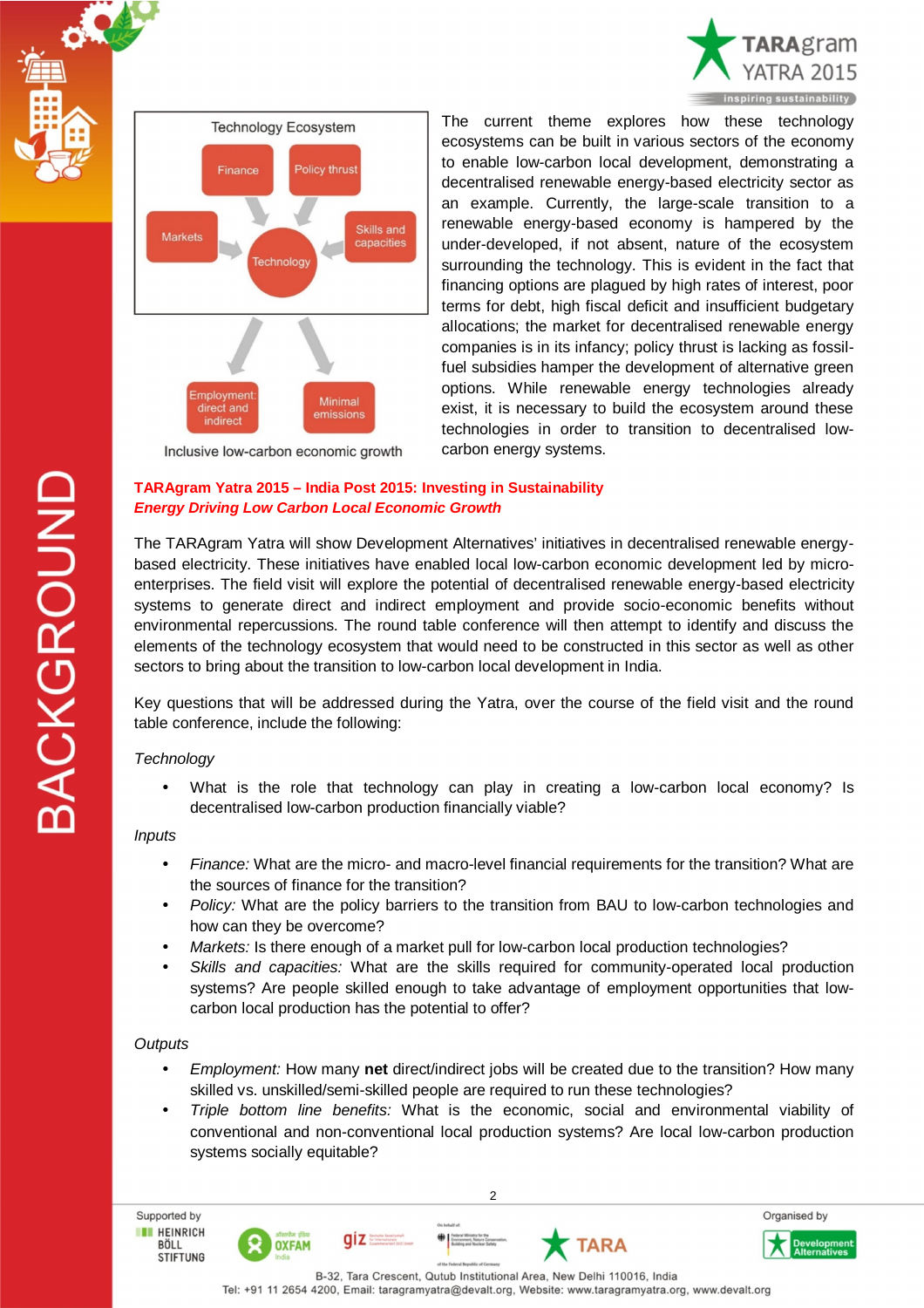Technology Ecosystem

Finance
Policy thrust
Markets
Skills and capacities
Technology
Employment: direct and indirect
Minimal emissions

Inclusive low-carbon economic growth

The current theme explores how these technology ecosystems can be built in various sectors of the economy to enable low-carbon local development, demonstrating a decentralised renewable energy-based electricity sector as an example. Currently, the large-scale transition to a renewable energy-based economy is hampered by the under-developed, if not absent, nature of the ecosystem surrounding the technology. This is evident in the fact that financing options are plagued by high rates of interest, poor terms for debt, high fiscal deficit and insufficient budgetary allocations; the market for decentralised renewable energy companies is in its infancy; policy thrust is lacking as fossil-fuel subsidies hamper the development of alternative green options. While renewable energy technologies already exist, it is necessary to build the ecosystem around these technologies in order to transition to decentralised low-carbon energy systems.

## TARAgram Yatra 2015 – India Post 2015: Investing in Sustainability

### *Energy Driving Low Carbon Local Economic Growth*

The TARAgram Yatra will show Development Alternatives' initiatives in decentralised renewable energy-based electricity. These initiatives have enabled local low-carbon economic development led by micro-enterprises. The field visit will explore the potential of decentralised renewable energy-based electricity systems to generate direct and indirect employment and provide socio-economic benefits without environmental repercussions. The round table conference will then attempt to identify and discuss the elements of the technology ecosystem that would need to be constructed in this sector as well as other sectors to bring about the transition to low-carbon local development in India.

Key questions that will be addressed during the Yatra, over the course of the field visit and the round table conference, include the following:

*Technology*

- What is the role that technology can play in creating a low-carbon local economy? Is decentralised low-carbon production financially viable?

*Inputs*

- *Finance:* What are the micro- and macro-level financial requirements for the transition? What are the sources of finance for the transition?
- *Policy:* What are the policy barriers to the transition from BAU to low-carbon technologies and how can they be overcome?
- *Markets:* Is there enough of a market pull for low-carbon local production technologies?
- *Skills and capacities:* What are the skills required for community-operated local production systems? Are people skilled enough to take advantage of employment opportunities that low-carbon local production has the potential to offer?

*Outputs*

- *Employment:* How many **net** direct/indirect jobs will be created due to the transition? How many skilled vs. unskilled/semi-skilled people are required to run these technologies?
- *Triple bottom line benefits:* What is the economic, social and environmental viability of conventional and non-conventional local production systems? Are local low-carbon production systems socially equitable?